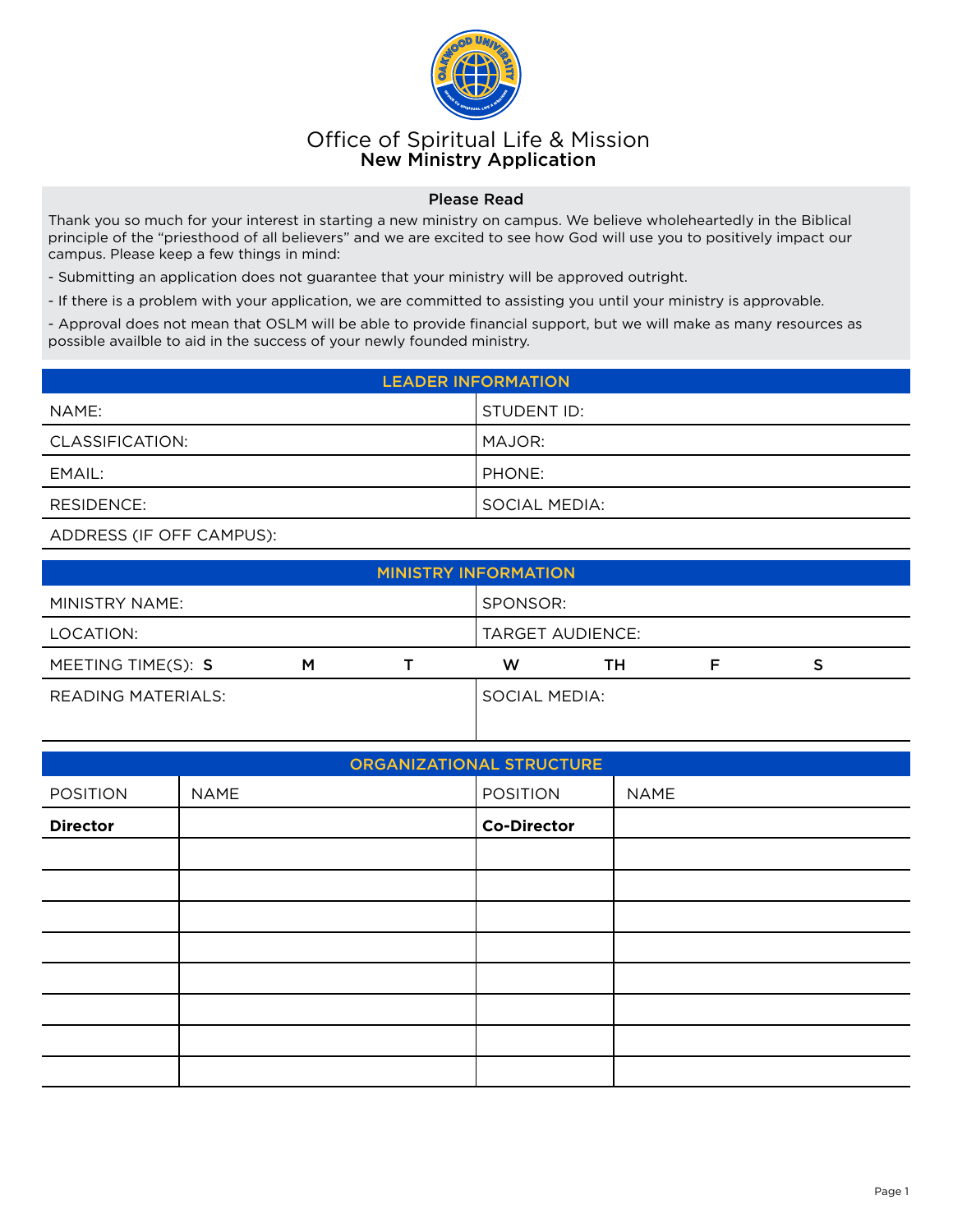# Office of Spiritual Life & Mission
## New Ministry Application

**Please Read**

Thank you so much for your interest in starting a new ministry on campus. We believe wholeheartedly in the Biblical principle of the “priesthood of all believers” and we are excited to see how God will use you to positively impact our campus. Please keep a few things in mind:

- Submitting an application does not guarantee that your ministry will be approved outright.
- If there is a problem with your application, we are committed to assisting you until your ministry is approvable.
- Approval does not mean that OSLM will be able to provide financial support, but we will make as many resources as possible availble to aid in the success of your newly founded ministry.

### LEADER INFORMATION

| | |
|---|---|
| NAME: | STUDENT ID: |
| CLASSIFICATION: | MAJOR: |
| EMAIL: | PHONE: |
| RESIDENCE: | SOCIAL MEDIA: |
| ADDRESS (IF OFF CAMPUS): | |

### MINISTRY INFORMATION

| | |
|---|---|
| MINISTRY NAME: | SPONSOR: |
| LOCATION: | TARGET AUDIENCE: |
| MEETING TIME(S): **S** **M** **T** | **W** **TH** **F** **S** |
| READING MATERIALS: | SOCIAL MEDIA: |

### ORGANIZATIONAL STRUCTURE

| POSITION | NAME | POSITION | NAME |
|---|---|---|---|
| **Director** | | **Co-Director** | |
| | | | |
| | | | |
| | | | |
| | | | |
| | | | |
| | | | |
| | | | |
| | | | |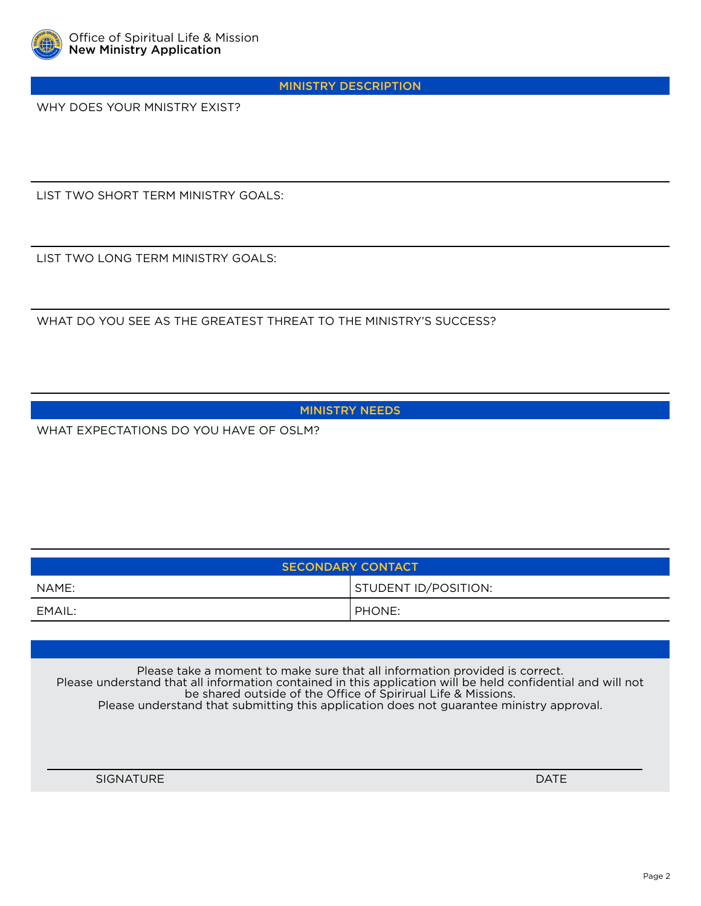Office of Spiritual Life & Mission
**New Ministry Application**

## MINISTRY DESCRIPTION

WHY DOES YOUR MNISTRY EXIST?

LIST TWO SHORT TERM MINISTRY GOALS:

LIST TWO LONG TERM MINISTRY GOALS:

WHAT DO YOU SEE AS THE GREATEST THREAT TO THE MINISTRY'S SUCCESS?

## MINISTRY NEEDS

WHAT EXPECTATIONS DO YOU HAVE OF OSLM?

## SECONDARY CONTACT

| | |
|---|---|
| NAME: | STUDENT ID/POSITION: |
| EMAIL: | PHONE: |

Please take a moment to make sure that all information provided is correct.
Please understand that all information contained in this application will be held confidential and will not be shared outside of the Office of Spirirual Life & Missions.
Please understand that submitting this application does not guarantee ministry approval.

SIGNATURE DATE